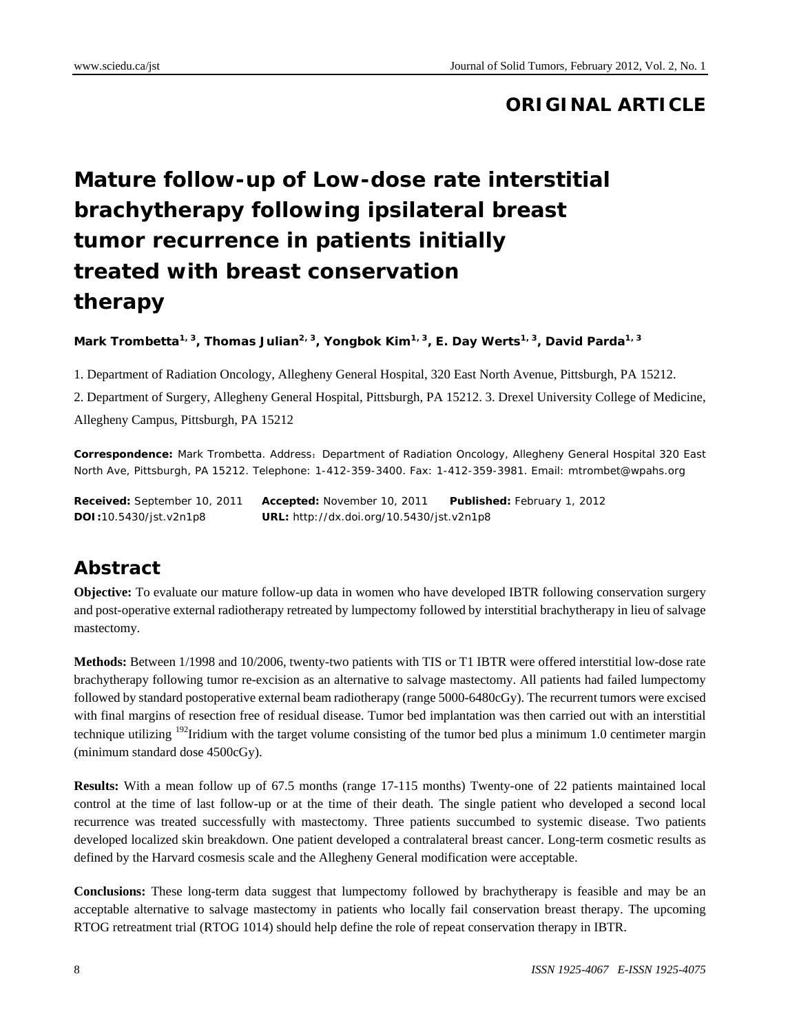**ORIGINAL ARTICLE**

# Mature follow-up of Low-dose rate interstitial brachytherapy following ipsilateral breast tumor recurrence in patients initially treated with breast conservation therapy

**Mark Trombetta[1, 3], Thomas Julian[2, 3], Yongbok Kim[1, 3], E. Day Werts[1, 3], David Parda[1, 3]**

1. Department of Radiation Oncology, Allegheny General Hospital, 320 East North Avenue, Pittsburgh, PA 15212.

2. Department of Surgery, Allegheny General Hospital, Pittsburgh, PA 15212. 3. Drexel University College of Medicine, Allegheny Campus, Pittsburgh, PA 15212

**Correspondence:** Mark Trombetta. Address：Department of Radiation Oncology, Allegheny General Hospital 320 East North Ave, Pittsburgh, PA 15212. Telephone: 1-412-359-3400. Fax: 1-412-359-3981. Email: mtrombet@wpahs.org

**Received:** September 10, 2011 **Accepted:** November 10, 2011 **Published:** February 1, 2012
**DOI:**10.5430/jst.v2n1p8 **URL:** http://dx.doi.org/10.5430/jst.v2n1p8

## Abstract

**Objective:** To evaluate our mature follow-up data in women who have developed IBTR following conservation surgery and post-operative external radiotherapy retreated by lumpectomy followed by interstitial brachytherapy in lieu of salvage mastectomy.

**Methods:** Between 1/1998 and 10/2006, twenty-two patients with TIS or T1 IBTR were offered interstitial low-dose rate brachytherapy following tumor re-excision as an alternative to salvage mastectomy. All patients had failed lumpectomy followed by standard postoperative external beam radiotherapy (range 5000-6480cGy). The recurrent tumors were excised with final margins of resection free of residual disease. Tumor bed implantation was then carried out with an interstitial technique utilizing $^{192}$Iridium with the target volume consisting of the tumor bed plus a minimum 1.0 centimeter margin (minimum standard dose 4500cGy).

**Results:** With a mean follow up of 67.5 months (range 17-115 months) Twenty-one of 22 patients maintained local control at the time of last follow-up or at the time of their death. The single patient who developed a second local recurrence was treated successfully with mastectomy. Three patients succumbed to systemic disease. Two patients developed localized skin breakdown. One patient developed a contralateral breast cancer. Long-term cosmetic results as defined by the Harvard cosmesis scale and the Allegheny General modification were acceptable.

**Conclusions:** These long-term data suggest that lumpectomy followed by brachytherapy is feasible and may be an acceptable alternative to salvage mastectomy in patients who locally fail conservation breast therapy. The upcoming RTOG retreatment trial (RTOG 1014) should help define the role of repeat conservation therapy in IBTR.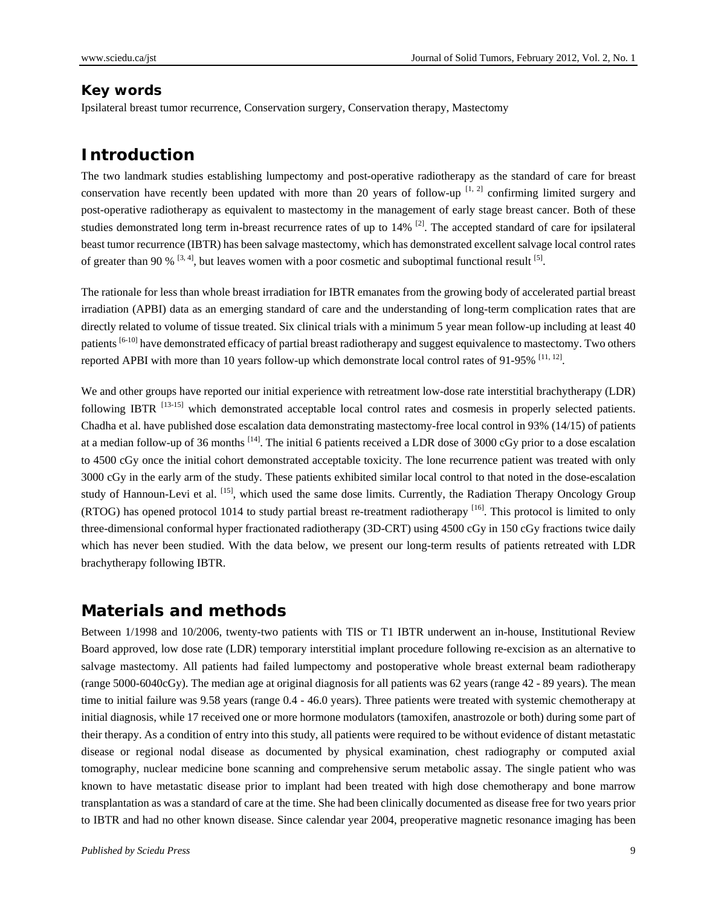## Key words

Ipsilateral breast tumor recurrence, Conservation surgery, Conservation therapy, Mastectomy

# Introduction

The two landmark studies establishing lumpectomy and post-operative radiotherapy as the standard of care for breast conservation have recently been updated with more than 20 years of follow-up [1, 2] confirming limited surgery and post-operative radiotherapy as equivalent to mastectomy in the management of early stage breast cancer. Both of these studies demonstrated long term in-breast recurrence rates of up to 14% [2]. The accepted standard of care for ipsilateral beast tumor recurrence (IBTR) has been salvage mastectomy, which has demonstrated excellent salvage local control rates of greater than 90 % [3, 4], but leaves women with a poor cosmetic and suboptimal functional result [5].

The rationale for less than whole breast irradiation for IBTR emanates from the growing body of accelerated partial breast irradiation (APBI) data as an emerging standard of care and the understanding of long-term complication rates that are directly related to volume of tissue treated. Six clinical trials with a minimum 5 year mean follow-up including at least 40 patients [6-10] have demonstrated efficacy of partial breast radiotherapy and suggest equivalence to mastectomy. Two others reported APBI with more than 10 years follow-up which demonstrate local control rates of 91-95% [11, 12].

We and other groups have reported our initial experience with retreatment low-dose rate interstitial brachytherapy (LDR) following IBTR [13-15] which demonstrated acceptable local control rates and cosmesis in properly selected patients. Chadha et al. have published dose escalation data demonstrating mastectomy-free local control in 93% (14/15) of patients at a median follow-up of 36 months [14]. The initial 6 patients received a LDR dose of 3000 cGy prior to a dose escalation to 4500 cGy once the initial cohort demonstrated acceptable toxicity. The lone recurrence patient was treated with only 3000 cGy in the early arm of the study. These patients exhibited similar local control to that noted in the dose-escalation study of Hannoun-Levi et al. [15], which used the same dose limits. Currently, the Radiation Therapy Oncology Group (RTOG) has opened protocol 1014 to study partial breast re-treatment radiotherapy [16]. This protocol is limited to only three-dimensional conformal hyper fractionated radiotherapy (3D-CRT) using 4500 cGy in 150 cGy fractions twice daily which has never been studied. With the data below, we present our long-term results of patients retreated with LDR brachytherapy following IBTR.

# Materials and methods

Between 1/1998 and 10/2006, twenty-two patients with TIS or T1 IBTR underwent an in-house, Institutional Review Board approved, low dose rate (LDR) temporary interstitial implant procedure following re-excision as an alternative to salvage mastectomy. All patients had failed lumpectomy and postoperative whole breast external beam radiotherapy (range 5000-6040cGy). The median age at original diagnosis for all patients was 62 years (range 42 - 89 years). The mean time to initial failure was 9.58 years (range 0.4 - 46.0 years). Three patients were treated with systemic chemotherapy at initial diagnosis, while 17 received one or more hormone modulators (tamoxifen, anastrozole or both) during some part of their therapy. As a condition of entry into this study, all patients were required to be without evidence of distant metastatic disease or regional nodal disease as documented by physical examination, chest radiography or computed axial tomography, nuclear medicine bone scanning and comprehensive serum metabolic assay. The single patient who was known to have metastatic disease prior to implant had been treated with high dose chemotherapy and bone marrow transplantation as was a standard of care at the time. She had been clinically documented as disease free for two years prior to IBTR and had no other known disease. Since calendar year 2004, preoperative magnetic resonance imaging has been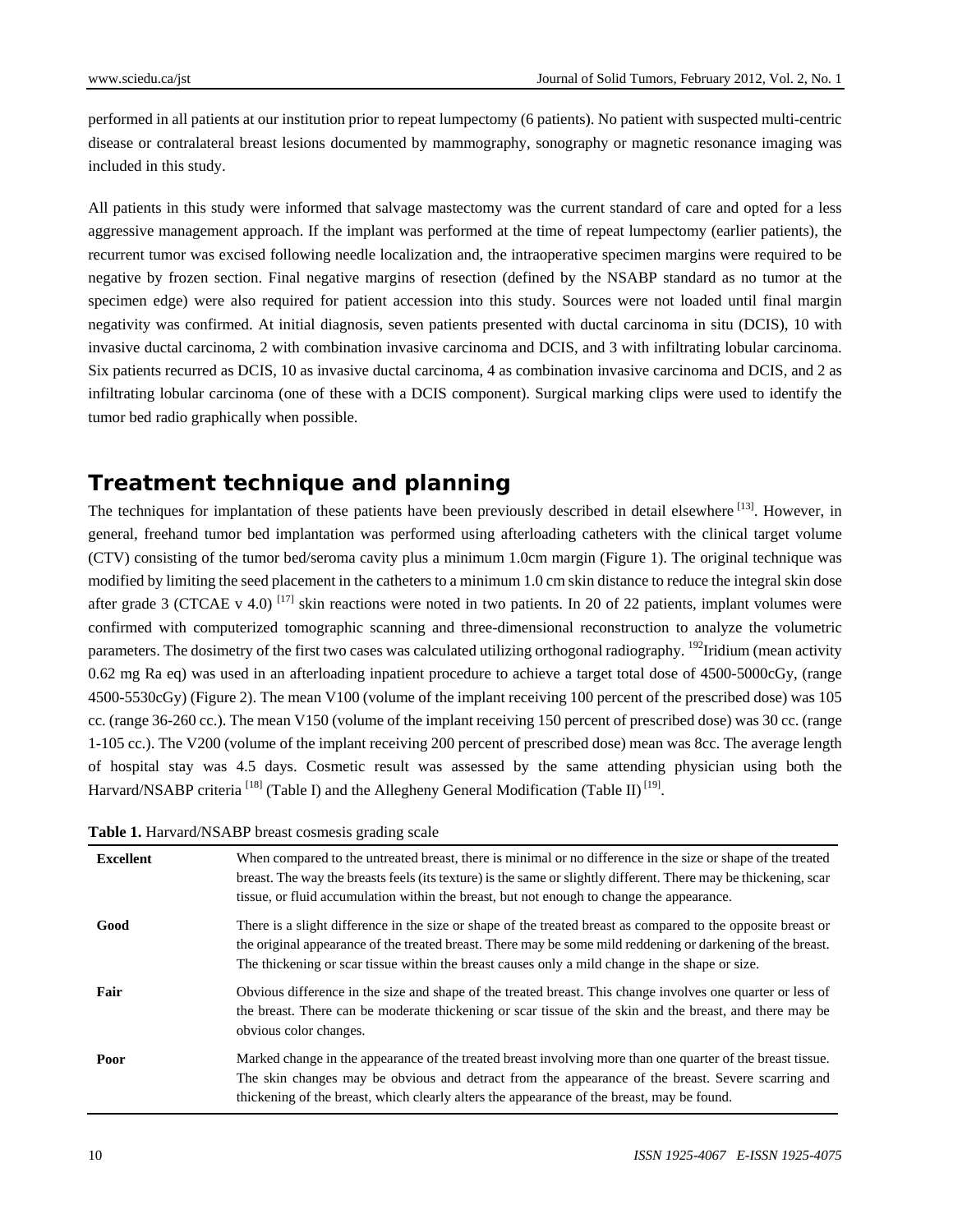performed in all patients at our institution prior to repeat lumpectomy (6 patients). No patient with suspected multi-centric disease or contralateral breast lesions documented by mammography, sonography or magnetic resonance imaging was included in this study.

All patients in this study were informed that salvage mastectomy was the current standard of care and opted for a less aggressive management approach. If the implant was performed at the time of repeat lumpectomy (earlier patients), the recurrent tumor was excised following needle localization and, the intraoperative specimen margins were required to be negative by frozen section. Final negative margins of resection (defined by the NSABP standard as no tumor at the specimen edge) were also required for patient accession into this study. Sources were not loaded until final margin negativity was confirmed. At initial diagnosis, seven patients presented with ductal carcinoma in situ (DCIS), 10 with invasive ductal carcinoma, 2 with combination invasive carcinoma and DCIS, and 3 with infiltrating lobular carcinoma. Six patients recurred as DCIS, 10 as invasive ductal carcinoma, 4 as combination invasive carcinoma and DCIS, and 2 as infiltrating lobular carcinoma (one of these with a DCIS component). Surgical marking clips were used to identify the tumor bed radio graphically when possible.

## Treatment technique and planning

The techniques for implantation of these patients have been previously described in detail elsewhere [13]. However, in general, freehand tumor bed implantation was performed using afterloading catheters with the clinical target volume (CTV) consisting of the tumor bed/seroma cavity plus a minimum 1.0cm margin (Figure 1). The original technique was modified by limiting the seed placement in the catheters to a minimum 1.0 cm skin distance to reduce the integral skin dose after grade 3 (CTCAE v 4.0) [17] skin reactions were noted in two patients. In 20 of 22 patients, implant volumes were confirmed with computerized tomographic scanning and three-dimensional reconstruction to analyze the volumetric parameters. The dosimetry of the first two cases was calculated utilizing orthogonal radiography. $^{192}$Iridium (mean activity 0.62 mg Ra eq) was used in an afterloading inpatient procedure to achieve a target total dose of 4500-5000cGy, (range 4500-5530cGy) (Figure 2). The mean V100 (volume of the implant receiving 100 percent of the prescribed dose) was 105 cc. (range 36-260 cc.). The mean V150 (volume of the implant receiving 150 percent of prescribed dose) was 30 cc. (range 1-105 cc.). The V200 (volume of the implant receiving 200 percent of prescribed dose) mean was 8cc. The average length of hospital stay was 4.5 days. Cosmetic result was assessed by the same attending physician using both the Harvard/NSABP criteria [18] (Table I) and the Allegheny General Modification (Table II) [19].

**Table 1.** Harvard/NSABP breast cosmesis grading scale

| | |
|---|---|
| **Excellent** | When compared to the untreated breast, there is minimal or no difference in the size or shape of the treated breast. The way the breasts feels (its texture) is the same or slightly different. There may be thickening, scar tissue, or fluid accumulation within the breast, but not enough to change the appearance. |
| **Good** | There is a slight difference in the size or shape of the treated breast as compared to the opposite breast or the original appearance of the treated breast. There may be some mild reddening or darkening of the breast. The thickening or scar tissue within the breast causes only a mild change in the shape or size. |
| **Fair** | Obvious difference in the size and shape of the treated breast. This change involves one quarter or less of the breast. There can be moderate thickening or scar tissue of the skin and the breast, and there may be obvious color changes. |
| **Poor** | Marked change in the appearance of the treated breast involving more than one quarter of the breast tissue. The skin changes may be obvious and detract from the appearance of the breast. Severe scarring and thickening of the breast, which clearly alters the appearance of the breast, may be found. |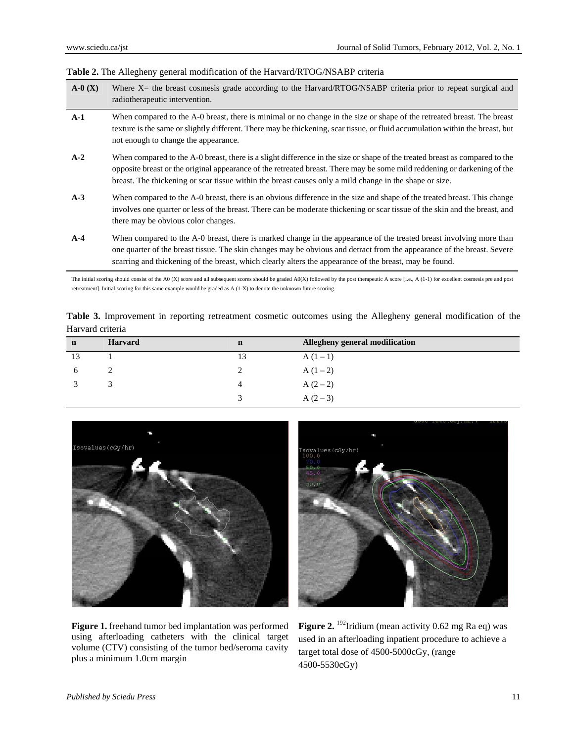**Table 2.** The Allegheny general modification of the Harvard/RTOG/NSABP criteria

| | |
|---|---|
| **A-0 (X)** | Where X= the breast cosmesis grade according to the Harvard/RTOG/NSABP criteria prior to repeat surgical and radiotherapeutic intervention. |
| **A-1** | When compared to the A-0 breast, there is minimal or no change in the size or shape of the retreated breast. The breast texture is the same or slightly different. There may be thickening, scar tissue, or fluid accumulation within the breast, but not enough to change the appearance. |
| **A-2** | When compared to the A-0 breast, there is a slight difference in the size or shape of the treated breast as compared to the opposite breast or the original appearance of the retreated breast. There may be some mild reddening or darkening of the breast. The thickening or scar tissue within the breast causes only a mild change in the shape or size. |
| **A-3** | When compared to the A-0 breast, there is an obvious difference in the size and shape of the treated breast. This change involves one quarter or less of the breast. There can be moderate thickening or scar tissue of the skin and the breast, and there may be obvious color changes. |
| **A-4** | When compared to the A-0 breast, there is marked change in the appearance of the treated breast involving more than one quarter of the breast tissue. The skin changes may be obvious and detract from the appearance of the breast. Severe scarring and thickening of the breast, which clearly alters the appearance of the breast, may be found. |

The initial scoring should consist of the A0 (X) score and all subsequent scores should be graded A0(X) followed by the post therapeutic A score [i.e., A (1-1) for excellent cosmesis pre and post retreatment]. Initial scoring for this same example would be graded as A (1-X) to denote the unknown future scoring.

**Table 3.** Improvement in reporting retreatment cosmetic outcomes using the Allegheny general modification of the Harvard criteria

| n | Harvard | n | Allegheny general modification |
|---|---|---|---|
| 13 | 1 | 13 | A (1 – 1) |
| 6 | 2 | 2 | A (1 – 2) |
| 3 | 3 | 4 | A (2 – 2) |
| | | 3 | A (2 – 3) |

**Figure 1.** freehand tumor bed implantation was performed using afterloading catheters with the clinical target volume (CTV) consisting of the tumor bed/seroma cavity plus a minimum 1.0cm margin

**Figure 2.** $^{192}$Iridium (mean activity 0.62 mg Ra eq) was used in an afterloading inpatient procedure to achieve a target total dose of 4500-5000cGy, (range 4500-5530cGy)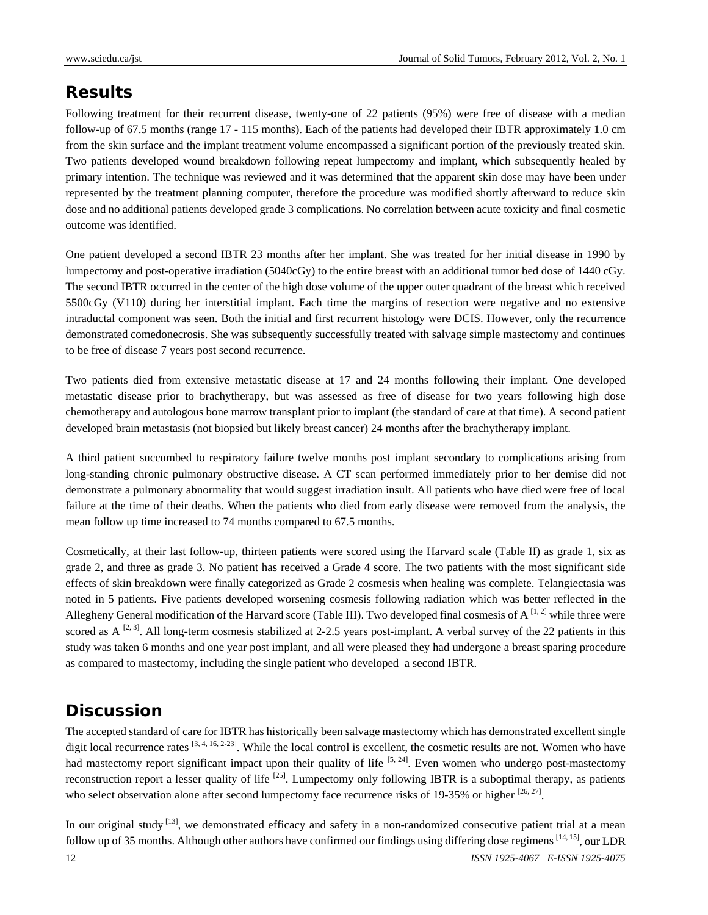## Results

Following treatment for their recurrent disease, twenty-one of 22 patients (95%) were free of disease with a median follow-up of 67.5 months (range 17 - 115 months). Each of the patients had developed their IBTR approximately 1.0 cm from the skin surface and the implant treatment volume encompassed a significant portion of the previously treated skin. Two patients developed wound breakdown following repeat lumpectomy and implant, which subsequently healed by primary intention. The technique was reviewed and it was determined that the apparent skin dose may have been under represented by the treatment planning computer, therefore the procedure was modified shortly afterward to reduce skin dose and no additional patients developed grade 3 complications. No correlation between acute toxicity and final cosmetic outcome was identified.

One patient developed a second IBTR 23 months after her implant. She was treated for her initial disease in 1990 by lumpectomy and post-operative irradiation (5040cGy) to the entire breast with an additional tumor bed dose of 1440 cGy. The second IBTR occurred in the center of the high dose volume of the upper outer quadrant of the breast which received 5500cGy (V110) during her interstitial implant. Each time the margins of resection were negative and no extensive intraductal component was seen. Both the initial and first recurrent histology were DCIS. However, only the recurrence demonstrated comedonecrosis. She was subsequently successfully treated with salvage simple mastectomy and continues to be free of disease 7 years post second recurrence.

Two patients died from extensive metastatic disease at 17 and 24 months following their implant. One developed metastatic disease prior to brachytherapy, but was assessed as free of disease for two years following high dose chemotherapy and autologous bone marrow transplant prior to implant (the standard of care at that time). A second patient developed brain metastasis (not biopsied but likely breast cancer) 24 months after the brachytherapy implant.

A third patient succumbed to respiratory failure twelve months post implant secondary to complications arising from long-standing chronic pulmonary obstructive disease. A CT scan performed immediately prior to her demise did not demonstrate a pulmonary abnormality that would suggest irradiation insult. All patients who have died were free of local failure at the time of their deaths. When the patients who died from early disease were removed from the analysis, the mean follow up time increased to 74 months compared to 67.5 months.

Cosmetically, at their last follow-up, thirteen patients were scored using the Harvard scale (Table II) as grade 1, six as grade 2, and three as grade 3. No patient has received a Grade 4 score. The two patients with the most significant side effects of skin breakdown were finally categorized as Grade 2 cosmesis when healing was complete. Telangiectasia was noted in 5 patients. Five patients developed worsening cosmesis following radiation which was better reflected in the Allegheny General modification of the Harvard score (Table III). Two developed final cosmesis of A [1, 2] while three were scored as A [2, 3]. All long-term cosmesis stabilized at 2-2.5 years post-implant. A verbal survey of the 22 patients in this study was taken 6 months and one year post implant, and all were pleased they had undergone a breast sparing procedure as compared to mastectomy, including the single patient who developed a second IBTR.

## Discussion

The accepted standard of care for IBTR has historically been salvage mastectomy which has demonstrated excellent single digit local recurrence rates [3, 4, 16, 2-23]. While the local control is excellent, the cosmetic results are not. Women who have had mastectomy report significant impact upon their quality of life [5, 24]. Even women who undergo post-mastectomy reconstruction report a lesser quality of life [25]. Lumpectomy only following IBTR is a suboptimal therapy, as patients who select observation alone after second lumpectomy face recurrence risks of 19-35% or higher [26, 27].

In our original study [13], we demonstrated efficacy and safety in a non-randomized consecutive patient trial at a mean follow up of 35 months. Although other authors have confirmed our findings using differing dose regimens [14, 15], our LDR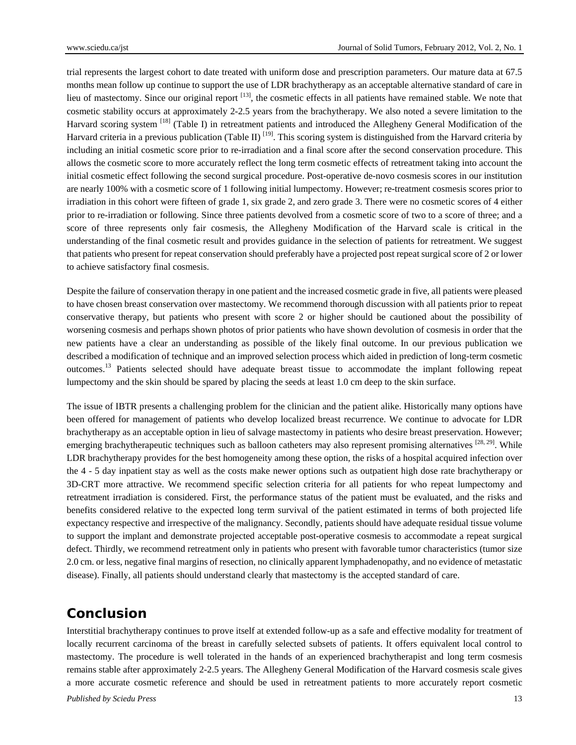trial represents the largest cohort to date treated with uniform dose and prescription parameters. Our mature data at 67.5 months mean follow up continue to support the use of LDR brachytherapy as an acceptable alternative standard of care in lieu of mastectomy. Since our original report [13], the cosmetic effects in all patients have remained stable. We note that cosmetic stability occurs at approximately 2-2.5 years from the brachytherapy. We also noted a severe limitation to the Harvard scoring system [18] (Table I) in retreatment patients and introduced the Allegheny General Modification of the Harvard criteria in a previous publication (Table II) [19]. This scoring system is distinguished from the Harvard criteria by including an initial cosmetic score prior to re-irradiation and a final score after the second conservation procedure. This allows the cosmetic score to more accurately reflect the long term cosmetic effects of retreatment taking into account the initial cosmetic effect following the second surgical procedure. Post-operative de-novo cosmesis scores in our institution are nearly 100% with a cosmetic score of 1 following initial lumpectomy. However; re-treatment cosmesis scores prior to irradiation in this cohort were fifteen of grade 1, six grade 2, and zero grade 3. There were no cosmetic scores of 4 either prior to re-irradiation or following. Since three patients devolved from a cosmetic score of two to a score of three; and a score of three represents only fair cosmesis, the Allegheny Modification of the Harvard scale is critical in the understanding of the final cosmetic result and provides guidance in the selection of patients for retreatment. We suggest that patients who present for repeat conservation should preferably have a projected post repeat surgical score of 2 or lower to achieve satisfactory final cosmesis.

Despite the failure of conservation therapy in one patient and the increased cosmetic grade in five, all patients were pleased to have chosen breast conservation over mastectomy. We recommend thorough discussion with all patients prior to repeat conservative therapy, but patients who present with score 2 or higher should be cautioned about the possibility of worsening cosmesis and perhaps shown photos of prior patients who have shown devolution of cosmesis in order that the new patients have a clear an understanding as possible of the likely final outcome. In our previous publication we described a modification of technique and an improved selection process which aided in prediction of long-term cosmetic outcomes.[13] Patients selected should have adequate breast tissue to accommodate the implant following repeat lumpectomy and the skin should be spared by placing the seeds at least 1.0 cm deep to the skin surface.

The issue of IBTR presents a challenging problem for the clinician and the patient alike. Historically many options have been offered for management of patients who develop localized breast recurrence. We continue to advocate for LDR brachytherapy as an acceptable option in lieu of salvage mastectomy in patients who desire breast preservation. However; emerging brachytherapeutic techniques such as balloon catheters may also represent promising alternatives [28, 29]. While LDR brachytherapy provides for the best homogeneity among these option, the risks of a hospital acquired infection over the 4 - 5 day inpatient stay as well as the costs make newer options such as outpatient high dose rate brachytherapy or 3D-CRT more attractive. We recommend specific selection criteria for all patients for who repeat lumpectomy and retreatment irradiation is considered. First, the performance status of the patient must be evaluated, and the risks and benefits considered relative to the expected long term survival of the patient estimated in terms of both projected life expectancy respective and irrespective of the malignancy. Secondly, patients should have adequate residual tissue volume to support the implant and demonstrate projected acceptable post-operative cosmesis to accommodate a repeat surgical defect. Thirdly, we recommend retreatment only in patients who present with favorable tumor characteristics (tumor size 2.0 cm. or less, negative final margins of resection, no clinically apparent lymphadenopathy, and no evidence of metastatic disease). Finally, all patients should understand clearly that mastectomy is the accepted standard of care.

## Conclusion

Interstitial brachytherapy continues to prove itself at extended follow-up as a safe and effective modality for treatment of locally recurrent carcinoma of the breast in carefully selected subsets of patients. It offers equivalent local control to mastectomy. The procedure is well tolerated in the hands of an experienced brachytherapist and long term cosmesis remains stable after approximately 2-2.5 years. The Allegheny General Modification of the Harvard cosmesis scale gives a more accurate cosmetic reference and should be used in retreatment patients to more accurately report cosmetic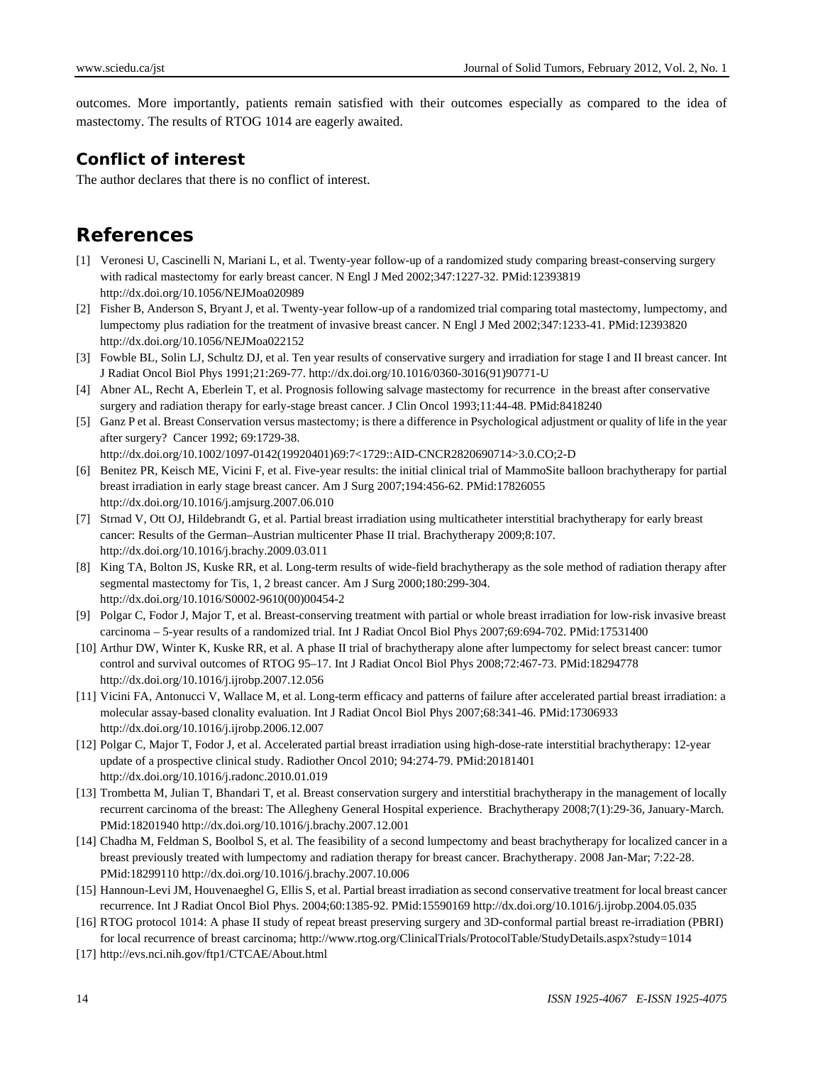outcomes. More importantly, patients remain satisfied with their outcomes especially as compared to the idea of mastectomy. The results of RTOG 1014 are eagerly awaited.

## Conflict of interest

The author declares that there is no conflict of interest.

# References

[1] Veronesi U, Cascinelli N, Mariani L, et al. Twenty-year follow-up of a randomized study comparing breast-conserving surgery with radical mastectomy for early breast cancer. N Engl J Med 2002;347:1227-32. PMid:12393819 http://dx.doi.org/10.1056/NEJMoa020989

[2] Fisher B, Anderson S, Bryant J, et al. Twenty-year follow-up of a randomized trial comparing total mastectomy, lumpectomy, and lumpectomy plus radiation for the treatment of invasive breast cancer. N Engl J Med 2002;347:1233-41. PMid:12393820 http://dx.doi.org/10.1056/NEJMoa022152

[3] Fowble BL, Solin LJ, Schultz DJ, et al. Ten year results of conservative surgery and irradiation for stage I and II breast cancer. Int J Radiat Oncol Biol Phys 1991;21:269-77. http://dx.doi.org/10.1016/0360-3016(91)90771-U

[4] Abner AL, Recht A, Eberlein T, et al. Prognosis following salvage mastectomy for recurrence in the breast after conservative surgery and radiation therapy for early-stage breast cancer. J Clin Oncol 1993;11:44-48. PMid:8418240

[5] Ganz P et al. Breast Conservation versus mastectomy; is there a difference in Psychological adjustment or quality of life in the year after surgery? Cancer 1992; 69:1729-38. http://dx.doi.org/10.1002/1097-0142(19920401)69:7<1729::AID-CNCR2820690714>3.0.CO;2-D

[6] Benitez PR, Keisch ME, Vicini F, et al. Five-year results: the initial clinical trial of MammoSite balloon brachytherapy for partial breast irradiation in early stage breast cancer. Am J Surg 2007;194:456-62. PMid:17826055 http://dx.doi.org/10.1016/j.amjsurg.2007.06.010

[7] Strnad V, Ott OJ, Hildebrandt G, et al. Partial breast irradiation using multicatheter interstitial brachytherapy for early breast cancer: Results of the German–Austrian multicenter Phase II trial. Brachytherapy 2009;8:107. http://dx.doi.org/10.1016/j.brachy.2009.03.011

[8] King TA, Bolton JS, Kuske RR, et al. Long-term results of wide-field brachytherapy as the sole method of radiation therapy after segmental mastectomy for Tis, 1, 2 breast cancer. Am J Surg 2000;180:299-304. http://dx.doi.org/10.1016/S0002-9610(00)00454-2

[9] Polgar C, Fodor J, Major T, et al. Breast-conserving treatment with partial or whole breast irradiation for low-risk invasive breast carcinoma – 5-year results of a randomized trial. Int J Radiat Oncol Biol Phys 2007;69:694-702. PMid:17531400

[10] Arthur DW, Winter K, Kuske RR, et al. A phase II trial of brachytherapy alone after lumpectomy for select breast cancer: tumor control and survival outcomes of RTOG 95–17. Int J Radiat Oncol Biol Phys 2008;72:467-73. PMid:18294778 http://dx.doi.org/10.1016/j.ijrobp.2007.12.056

[11] Vicini FA, Antonucci V, Wallace M, et al. Long-term efficacy and patterns of failure after accelerated partial breast irradiation: a molecular assay-based clonality evaluation. Int J Radiat Oncol Biol Phys 2007;68:341-46. PMid:17306933 http://dx.doi.org/10.1016/j.ijrobp.2006.12.007

[12] Polgar C, Major T, Fodor J, et al. Accelerated partial breast irradiation using high-dose-rate interstitial brachytherapy: 12-year update of a prospective clinical study. Radiother Oncol 2010; 94:274-79. PMid:20181401 http://dx.doi.org/10.1016/j.radonc.2010.01.019

[13] Trombetta M, Julian T, Bhandari T, et al. Breast conservation surgery and interstitial brachytherapy in the management of locally recurrent carcinoma of the breast: The Allegheny General Hospital experience. Brachytherapy 2008;7(1):29-36, January-March. PMid:18201940 http://dx.doi.org/10.1016/j.brachy.2007.12.001

[14] Chadha M, Feldman S, Boolbol S, et al. The feasibility of a second lumpectomy and beast brachytherapy for localized cancer in a breast previously treated with lumpectomy and radiation therapy for breast cancer. Brachytherapy. 2008 Jan-Mar; 7:22-28. PMid:18299110 http://dx.doi.org/10.1016/j.brachy.2007.10.006

[15] Hannoun-Levi JM, Houvenaeghel G, Ellis S, et al. Partial breast irradiation as second conservative treatment for local breast cancer recurrence. Int J Radiat Oncol Biol Phys. 2004;60:1385-92. PMid:15590169 http://dx.doi.org/10.1016/j.ijrobp.2004.05.035

[16] RTOG protocol 1014: A phase II study of repeat breast preserving surgery and 3D-conformal partial breast re-irradiation (PBRI) for local recurrence of breast carcinoma; http://www.rtog.org/ClinicalTrials/ProtocolTable/StudyDetails.aspx?study=1014

[17] http://evs.nci.nih.gov/ftp1/CTCAE/About.html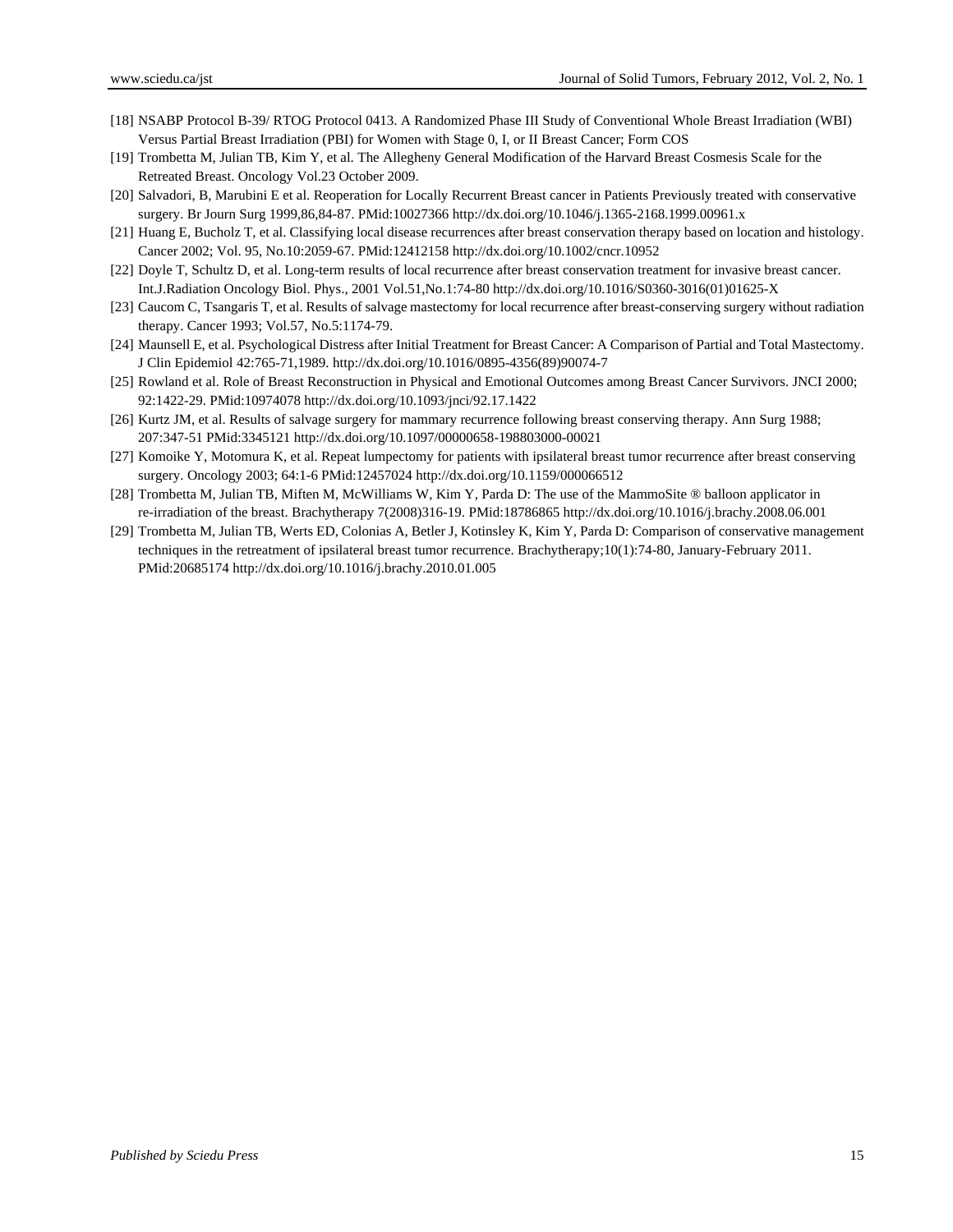[18] NSABP Protocol B-39/ RTOG Protocol 0413. A Randomized Phase III Study of Conventional Whole Breast Irradiation (WBI) Versus Partial Breast Irradiation (PBI) for Women with Stage 0, I, or II Breast Cancer; Form COS

[19] Trombetta M, Julian TB, Kim Y, et al. The Allegheny General Modification of the Harvard Breast Cosmesis Scale for the Retreated Breast. Oncology Vol.23 October 2009.

[20] Salvadori, B, Marubini E et al. Reoperation for Locally Recurrent Breast cancer in Patients Previously treated with conservative surgery. Br Journ Surg 1999,86,84-87. PMid:10027366 http://dx.doi.org/10.1046/j.1365-2168.1999.00961.x

[21] Huang E, Bucholz T, et al. Classifying local disease recurrences after breast conservation therapy based on location and histology. Cancer 2002; Vol. 95, No.10:2059-67. PMid:12412158 http://dx.doi.org/10.1002/cncr.10952

[22] Doyle T, Schultz D, et al. Long-term results of local recurrence after breast conservation treatment for invasive breast cancer. Int.J.Radiation Oncology Biol. Phys., 2001 Vol.51,No.1:74-80 http://dx.doi.org/10.1016/S0360-3016(01)01625-X

[23] Caucom C, Tsangaris T, et al. Results of salvage mastectomy for local recurrence after breast-conserving surgery without radiation therapy. Cancer 1993; Vol.57, No.5:1174-79.

[24] Maunsell E, et al. Psychological Distress after Initial Treatment for Breast Cancer: A Comparison of Partial and Total Mastectomy. J Clin Epidemiol 42:765-71,1989. http://dx.doi.org/10.1016/0895-4356(89)90074-7

[25] Rowland et al. Role of Breast Reconstruction in Physical and Emotional Outcomes among Breast Cancer Survivors. JNCI 2000; 92:1422-29. PMid:10974078 http://dx.doi.org/10.1093/jnci/92.17.1422

[26] Kurtz JM, et al. Results of salvage surgery for mammary recurrence following breast conserving therapy. Ann Surg 1988; 207:347-51 PMid:3345121 http://dx.doi.org/10.1097/00000658-198803000-00021

[27] Komoike Y, Motomura K, et al. Repeat lumpectomy for patients with ipsilateral breast tumor recurrence after breast conserving surgery. Oncology 2003; 64:1-6 PMid:12457024 http://dx.doi.org/10.1159/000066512

[28] Trombetta M, Julian TB, Miften M, McWilliams W, Kim Y, Parda D: The use of the MammoSite ® balloon applicator in re-irradiation of the breast. Brachytherapy 7(2008)316-19. PMid:18786865 http://dx.doi.org/10.1016/j.brachy.2008.06.001

[29] Trombetta M, Julian TB, Werts ED, Colonias A, Betler J, Kotinsley K, Kim Y, Parda D: Comparison of conservative management techniques in the retreatment of ipsilateral breast tumor recurrence. Brachytherapy;10(1):74-80, January-February 2011. PMid:20685174 http://dx.doi.org/10.1016/j.brachy.2010.01.005